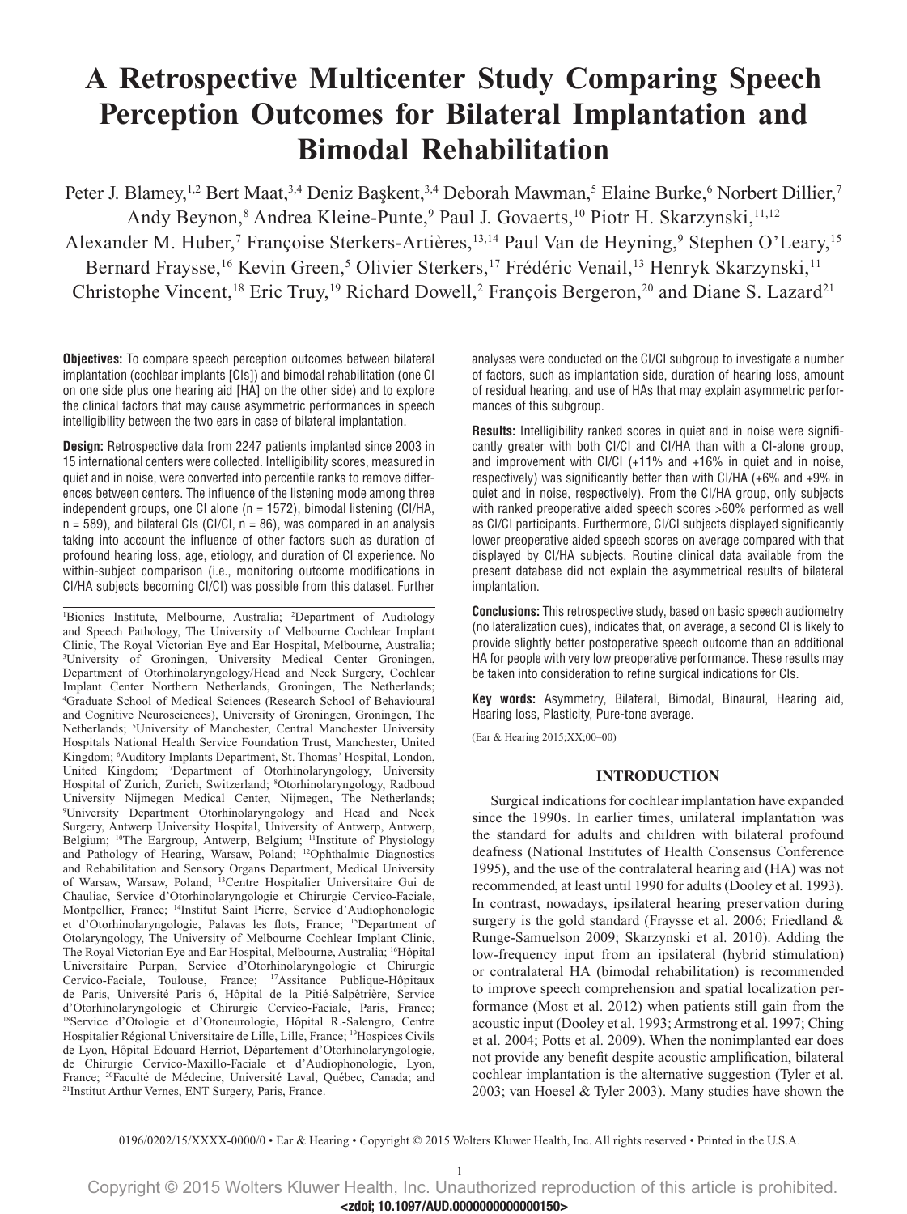# A Retrospective Multicenter Study Comparing Speech Perception Outcomes for Bilateral Implantation and Bimodal Rehabilitation

Peter J. Blamey,[1,2] Bert Maat,[3,4] Deniz Başkent,[3,4] Deborah Mawman,[5] Elaine Burke,[6] Norbert Dillier,[7] Andy Beynon,[8] Andrea Kleine-Punte,[9] Paul J. Govaerts,[10] Piotr H. Skarzynski,[11,12] Alexander M. Huber,[7] Françoise Sterkers-Artières,[13,14] Paul Van de Heyning,[9] Stephen O'Leary,[15] Bernard Fraysse,[16] Kevin Green,[5] Olivier Sterkers,[17] Frédéric Venail,[13] Henryk Skarzynski,[11] Christophe Vincent,[18] Eric Truy,[19] Richard Dowell,[2] François Bergeron,[20] and Diane S. Lazard[21]

**Objectives:** To compare speech perception outcomes between bilateral implantation (cochlear implants [CIs]) and bimodal rehabilitation (one CI on one side plus one hearing aid [HA] on the other side) and to explore the clinical factors that may cause asymmetric performances in speech intelligibility between the two ears in case of bilateral implantation.

**Design:** Retrospective data from 2247 patients implanted since 2003 in 15 international centers were collected. Intelligibility scores, measured in quiet and in noise, were converted into percentile ranks to remove differences between centers. The influence of the listening mode among three independent groups, one CI alone (n = 1572), bimodal listening (CI/HA, n = 589), and bilateral CIs (CI/CI, n = 86), was compared in an analysis taking into account the influence of other factors such as duration of profound hearing loss, age, etiology, and duration of CI experience. No within-subject comparison (i.e., monitoring outcome modifications in CI/HA subjects becoming CI/CI) was possible from this dataset. Further analyses were conducted on the CI/CI subgroup to investigate a number of factors, such as implantation side, duration of hearing loss, amount of residual hearing, and use of HAs that may explain asymmetric performances of this subgroup.

**Results:** Intelligibility ranked scores in quiet and in noise were significantly greater with both CI/CI and CI/HA than with a CI-alone group, and improvement with CI/CI (+11% and +16% in quiet and in noise, respectively) was significantly better than with CI/HA (+6% and +9% in quiet and in noise, respectively). From the CI/HA group, only subjects with ranked preoperative aided speech scores >60% performed as well as CI/CI participants. Furthermore, CI/CI subjects displayed significantly lower preoperative aided speech scores on average compared with that displayed by CI/HA subjects. Routine clinical data available from the present database did not explain the asymmetrical results of bilateral implantation.

**Conclusions:** This retrospective study, based on basic speech audiometry (no lateralization cues), indicates that, on average, a second CI is likely to provide slightly better postoperative speech outcome than an additional HA for people with very low preoperative performance. These results may be taken into consideration to refine surgical indications for CIs.

**Key words:** Asymmetry, Bilateral, Bimodal, Binaural, Hearing aid, Hearing loss, Plasticity, Pure-tone average.

(Ear & Hearing 2015;XX;00–00)

[1]Bionics Institute, Melbourne, Australia; [2]Department of Audiology and Speech Pathology, The University of Melbourne Cochlear Implant Clinic, The Royal Victorian Eye and Ear Hospital, Melbourne, Australia; [3]University of Groningen, University Medical Center Groningen, Department of Otorhinolaryngology/Head and Neck Surgery, Cochlear Implant Center Northern Netherlands, Groningen, The Netherlands; [4]Graduate School of Medical Sciences (Research School of Behavioural and Cognitive Neurosciences), University of Groningen, Groningen, The Netherlands; [5]University of Manchester, Central Manchester University Hospitals National Health Service Foundation Trust, Manchester, United Kingdom; [6]Auditory Implants Department, St. Thomas' Hospital, London, United Kingdom; [7]Department of Otorhinolaryngology, University Hospital of Zurich, Zurich, Switzerland; [8]Otorhinolaryngology, Radboud University Nijmegen Medical Center, Nijmegen, The Netherlands; [9]University Department Otorhinolaryngology and Head and Neck Surgery, Antwerp University Hospital, University of Antwerp, Antwerp, Belgium; [10]The Eargroup, Antwerp, Belgium; [11]Institute of Physiology and Pathology of Hearing, Warsaw, Poland; [12]Ophthalmic Diagnostics and Rehabilitation and Sense Organs Department, Medical University of Warsaw, Warsaw, Poland; [13]Centre Hospitalier Universitaire Gui de Chauliac, Service d'Otorhinolaryngologie et Chirurgie Cervico-Faciale, Montpellier, France; [14]Institut Saint Pierre, Service d'Audiophonologie et d'Otorhinolaryngologie, Palavas les flots, France; [15]Department of Otolaryngology, The University of Melbourne Cochlear Implant Clinic, The Royal Victorian Eye and Ear Hospital, Melbourne, Australia; [16]Hôpital Universitaire Purpan, Service d'Otorhinolaryngologie et Chirurgie Cervico-Faciale, Toulouse, France; [17]Assistance Publique-Hôpitaux de Paris, Université Paris 6, Hôpital de la Pitié-Salpêtrière, Service d'Otorhinolaryngologie et Chirurgie Cervico-Faciale, Paris, France; [18]Service d'Otologie et d'Otoneurologie, Hôpital R.-Salengro, Centre Hospitalier Régional Universitaire de Lille, Lille, France; [19]Hospices Civils de Lyon, Hôpital Edouard Herriot, Département d'Otorhinolaryngologie, de Chirurgie Cervico-Maxillo-Faciale et d'Audiophonologie, Lyon, France; [20]Faculté de Médecine, Université Laval, Québec, Canada; and [21]Institut Arthur Vernes, ENT Surgery, Paris, France.

## INTRODUCTION

Surgical indications for cochlear implantation have expanded since the 1990s. In earlier times, unilateral implantation was the standard for adults and children with bilateral profound deafness (National Institutes of Health Consensus Conference 1995), and the use of the contralateral hearing aid (HA) was not recommended, at least until 1990 for adults (Dooley et al. 1993). In contrast, nowadays, ipsilateral hearing preservation during surgery is the gold standard (Fraysse et al. 2006; Friedland & Runge-Samuelson 2009; Skarzynski et al. 2010). Adding the low-frequency input from an ipsilateral (hybrid stimulation) or contralateral HA (bimodal rehabilitation) is recommended to improve speech comprehension and spatial localization performance (Most et al. 2012) when patients still gain from the acoustic input (Dooley et al. 1993; Armstrong et al. 1997; Ching et al. 2004; Potts et al. 2009). When the nonimplanted ear does not provide any benefit despite acoustic amplification, bilateral cochlear implantation is the alternative suggestion (Tyler et al. 2003; van Hoesel & Tyler 2003). Many studies have shown the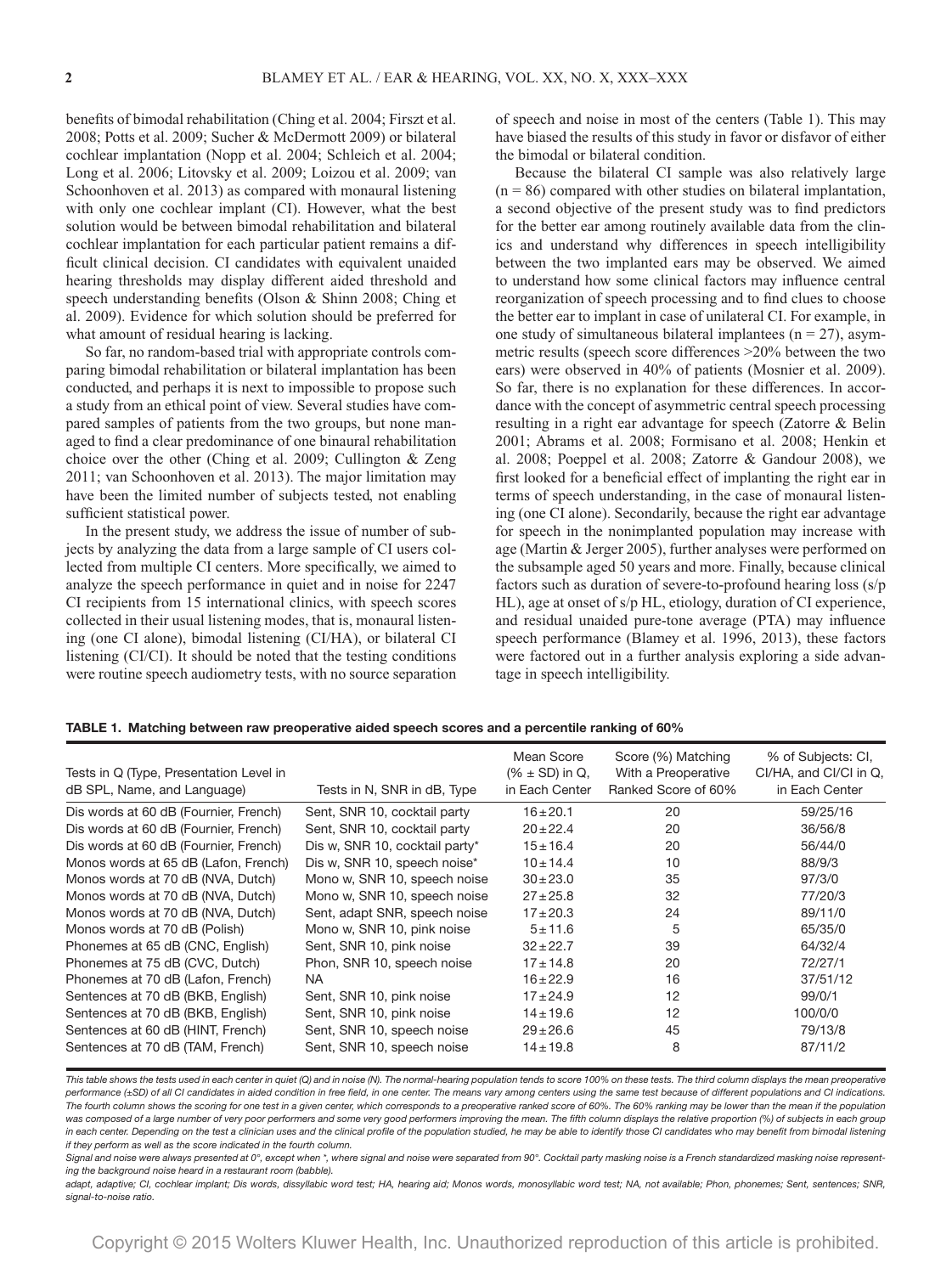benefits of bimodal rehabilitation (Ching et al. 2004; Firszt et al. 2008; Potts et al. 2009; Sucher & McDermott 2009) or bilateral cochlear implantation (Nopp et al. 2004; Schleich et al. 2004; Long et al. 2006; Litovsky et al. 2009; Loizou et al. 2009; van Schoonhoven et al. 2013) as compared with monaural listening with only one cochlear implant (CI). However, what the best solution would be between bimodal rehabilitation and bilateral cochlear implantation for each particular patient remains a difficult clinical decision. CI candidates with equivalent unaided hearing thresholds may display different aided threshold and speech understanding benefits (Olson & Shinn 2008; Ching et al. 2009). Evidence for which solution should be preferred for what amount of residual hearing is lacking.

So far, no random-based trial with appropriate controls comparing bimodal rehabilitation or bilateral implantation has been conducted, and perhaps it is next to impossible to propose such a study from an ethical point of view. Several studies have compared samples of patients from the two groups, but none managed to find a clear predominance of one binaural rehabilitation choice over the other (Ching et al. 2009; Cullington & Zeng 2011; van Schoonhoven et al. 2013). The major limitation may have been the limited number of subjects tested, not enabling sufficient statistical power.

In the present study, we address the issue of number of subjects by analyzing the data from a large sample of CI users collected from multiple CI centers. More specifically, we aimed to analyze the speech performance in quiet and in noise for 2247 CI recipients from 15 international clinics, with speech scores collected in their usual listening modes, that is, monaural listening (one CI alone), bimodal listening (CI/HA), or bilateral CI listening (CI/CI). It should be noted that the testing conditions were routine speech audiometry tests, with no source separation of speech and noise in most of the centers (Table 1). This may have biased the results of this study in favor or disfavor of either the bimodal or bilateral condition.

Because the bilateral CI sample was also relatively large (n = 86) compared with other studies on bilateral implantation, a second objective of the present study was to find predictors for the better ear among routinely available data from the clinics and understand why differences in speech intelligibility between the two implanted ears may be observed. We aimed to understand how some clinical factors may influence central reorganization of speech processing and to find clues to choose the better ear to implant in case of unilateral CI. For example, in one study of simultaneous bilateral implantees (n = 27), asymmetric results (speech score differences >20% between the two ears) were observed in 40% of patients (Mosnier et al. 2009). So far, there is no explanation for these differences. In accordance with the concept of asymmetric central speech processing resulting in a right ear advantage for speech (Zatorre & Belin 2001; Abrams et al. 2008; Formisano et al. 2008; Henkin et al. 2008; Poeppel et al. 2008; Zatorre & Gandour 2008), we first looked for a beneficial effect of implanting the right ear in terms of speech understanding, in the case of monaural listening (one CI alone). Secondarily, because the right ear advantage for speech in the nonimplanted population may increase with age (Martin & Jerger 2005), further analyses were performed on the subsample aged 50 years and more. Finally, because clinical factors such as duration of severe-to-profound hearing loss (s/p HL), age at onset of s/p HL, etiology, duration of CI experience, and residual unaided pure-tone average (PTA) may influence speech performance (Blamey et al. 1996, 2013), these factors were factored out in a further analysis exploring a side advantage in speech intelligibility.

**TABLE 1. Matching between raw preoperative aided speech scores and a percentile ranking of 60%**

| Tests in Q (Type, Presentation Level in dB SPL, Name, and Language) | Tests in N, SNR in dB, Type | Mean Score (% ± SD) in Q, in Each Center | Score (%) Matching With a Preoperative Ranked Score of 60% | % of Subjects: CI, CI/HA, and CI/CI in Q, in Each Center |
|---|---|---|---|---|
| Dis words at 60 dB (Fournier, French) | Sent, SNR 10, cocktail party | 16 ± 20.1 | 20 | 59/25/16 |
| Dis words at 60 dB (Fournier, French) | Sent, SNR 10, cocktail party | 20 ± 22.4 | 20 | 36/56/8 |
| Dis words at 60 dB (Fournier, French) | Dis w, SNR 10, cocktail party* | 15 ± 16.4 | 20 | 56/44/0 |
| Monos words at 65 dB (Lafon, French) | Dis w, SNR 10, speech noise* | 10 ± 14.4 | 10 | 88/9/3 |
| Monos words at 70 dB (NVA, Dutch) | Mono w, SNR 10, speech noise | 30 ± 23.0 | 35 | 97/3/0 |
| Monos words at 70 dB (NVA, Dutch) | Mono w, SNR 10, speech noise | 27 ± 25.8 | 32 | 77/20/3 |
| Monos words at 70 dB (NVA, Dutch) | Sent, adapt SNR, speech noise | 17 ± 20.3 | 24 | 89/11/0 |
| Monos words at 70 dB (Polish) | Mono w, SNR 10, pink noise | 5 ± 11.6 | 5 | 65/35/0 |
| Phonemes at 65 dB (CNC, English) | Sent, SNR 10, pink noise | 32 ± 22.7 | 39 | 64/32/4 |
| Phonemes at 75 dB (CVC, Dutch) | Phon, SNR 10, speech noise | 17 ± 14.8 | 20 | 72/27/1 |
| Phonemes at 70 dB (Lafon, French) | NA | 16 ± 22.9 | 16 | 37/51/12 |
| Sentences at 70 dB (BKB, English) | Sent, SNR 10, pink noise | 17 ± 24.9 | 12 | 99/0/1 |
| Sentences at 70 dB (BKB, English) | Sent, SNR 10, pink noise | 14 ± 19.6 | 12 | 100/0/0 |
| Sentences at 60 dB (HINT, French) | Sent, SNR 10, speech noise | 29 ± 26.6 | 45 | 79/13/8 |
| Sentences at 70 dB (TAM, French) | Sent, SNR 10, speech noise | 14 ± 19.8 | 8 | 87/11/2 |

*This table shows the tests used in each center in quiet (Q) and in noise (N). The normal-hearing population tends to score 100% on these tests. The third column displays the mean preoperative performance (±SD) of all CI candidates in aided condition in free field, in one center. The means vary among centers using the same test because of different populations and CI indications. The fourth column shows the scoring for one test in a given center, which corresponds to a preoperative ranked score of 60%. The 60% ranking may be lower than the mean if the population was composed of a large number of very poor performers and some very good performers improving the mean. The fifth column displays the relative proportion (%) of subjects in each group in each center. Depending on the test a clinician uses and the clinical profile of the population studied, he may be able to identify those CI candidates who may benefit from bimodal listening if they perform as well as the score indicated in the fourth column.*

*Signal and noise were always presented at 0°, except when *, where signal and noise were separated from 90°. Cocktail party masking noise is a French standardized masking noise representing the background noise heard in a restaurant room (babble).*

*adapt, adaptive; CI, cochlear implant; Dis words, dissyllabic word test; HA, hearing aid; Monos words, monosyllabic word test; NA, not available; Phon, phonemes; Sent, sentences; SNR, signal-to-noise ratio.*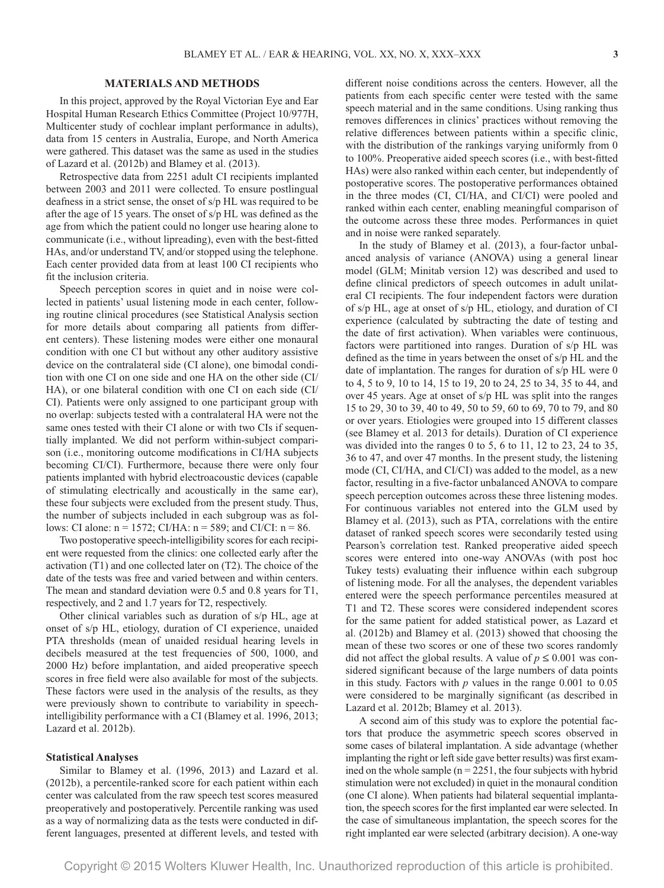## MATERIALS AND METHODS

In this project, approved by the Royal Victorian Eye and Ear Hospital Human Research Ethics Committee (Project 10/977H, Multicenter study of cochlear implant performance in adults), data from 15 centers in Australia, Europe, and North America were gathered. This dataset was the same as used in the studies of Lazard et al. (2012b) and Blamey et al. (2013).

Retrospective data from 2251 adult CI recipients implanted between 2003 and 2011 were collected. To ensure postlingual deafness in a strict sense, the onset of s/p HL was required to be after the age of 15 years. The onset of s/p HL was defined as the age from which the patient could no longer use hearing alone to communicate (i.e., without lipreading), even with the best-fitted HAs, and/or understand TV, and/or stopped using the telephone. Each center provided data from at least 100 CI recipients who fit the inclusion criteria.

Speech perception scores in quiet and in noise were collected in patients' usual listening mode in each center, following routine clinical procedures (see Statistical Analysis section for more details about comparing all patients from different centers). These listening modes were either one monaural condition with one CI but without any other auditory assistive device on the contralateral side (CI alone), one bimodal condition with one CI on one side and one HA on the other side (CI/HA), or one bilateral condition with one CI on each side (CI/CI). Patients were only assigned to one participant group with no overlap: subjects tested with a contralateral HA were not the same ones tested with their CI alone or with two CIs if sequentially implanted. We did not perform within-subject comparison (i.e., monitoring outcome modifications in CI/HA subjects becoming CI/CI). Furthermore, because there were only four patients implanted with hybrid electroacoustic devices (capable of stimulating electrically and acoustically in the same ear), these four subjects were excluded from the present study. Thus, the number of subjects included in each subgroup was as follows: CI alone: n = 1572; CI/HA: n = 589; and CI/CI: n = 86.

Two postoperative speech-intelligibility scores for each recipient were requested from the clinics: one collected early after the activation (T1) and one collected later on (T2). The choice of the date of the tests was free and varied between and within centers. The mean and standard deviation were 0.5 and 0.8 years for T1, respectively, and 2 and 1.7 years for T2, respectively.

Other clinical variables such as duration of s/p HL, age at onset of s/p HL, etiology, duration of CI experience, unaided PTA thresholds (mean of unaided residual hearing levels in decibels measured at the test frequencies of 500, 1000, and 2000 Hz) before implantation, and aided preoperative speech scores in free field were also available for most of the subjects. These factors were used in the analysis of the results, as they were previously shown to contribute to variability in speech-intelligibility performance with a CI (Blamey et al. 1996, 2013; Lazard et al. 2012b).

### Statistical Analyses

Similar to Blamey et al. (1996, 2013) and Lazard et al. (2012b), a percentile-ranked score for each patient within each center was calculated from the raw speech test scores measured preoperatively and postoperatively. Percentile ranking was used as a way of normalizing data as the tests were conducted in different languages, presented at different levels, and tested with different noise conditions across the centers. However, all the patients from each specific center were tested with the same speech material and in the same conditions. Using ranking thus removes differences in clinics' practices without removing the relative differences between patients within a specific clinic, with the distribution of the rankings varying uniformly from 0 to 100%. Preoperative aided speech scores (i.e., with best-fitted HAs) were also ranked within each center, but independently of postoperative scores. The postoperative performances obtained in the three modes (CI, CI/HA, and CI/CI) were pooled and ranked within each center, enabling meaningful comparison of the outcome across these three modes. Performances in quiet and in noise were ranked separately.

In the study of Blamey et al. (2013), a four-factor unbalanced analysis of variance (ANOVA) using a general linear model (GLM; Minitab version 12) was described and used to define clinical predictors of speech outcomes in adult unilateral CI recipients. The four independent factors were duration of s/p HL, age at onset of s/p HL, etiology, and duration of CI experience (calculated by subtracting the date of testing and the date of first activation). When variables were continuous, factors were partitioned into ranges. Duration of s/p HL was defined as the time in years between the onset of s/p HL and the date of implantation. The ranges for duration of s/p HL were 0 to 4, 5 to 9, 10 to 14, 15 to 19, 20 to 24, 25 to 34, 35 to 44, and over 45 years. Age at onset of s/p HL was split into the ranges 15 to 29, 30 to 39, 40 to 49, 50 to 59, 60 to 69, 70 to 79, and 80 or over years. Etiologies were grouped into 15 different classes (see Blamey et al. 2013 for details). Duration of CI experience was divided into the ranges 0 to 5, 6 to 11, 12 to 23, 24 to 35, 36 to 47, and over 47 months. In the present study, the listening mode (CI, CI/HA, and CI/CI) was added to the model, as a new factor, resulting in a five-factor unbalanced ANOVA to compare speech perception outcomes across these three listening modes. For continuous variables not entered into the GLM used by Blamey et al. (2013), such as PTA, correlations with the entire dataset of ranked speech scores were secondarily tested using Pearson's correlation test. Ranked preoperative aided speech scores were entered into one-way ANOVAs (with post hoc Tukey tests) evaluating their influence within each subgroup of listening mode. For all the analyses, the dependent variables entered were the speech performance percentiles measured at T1 and T2. These scores were considered independent scores for the same patient for added statistical power, as Lazard et al. (2012b) and Blamey et al. (2013) showed that choosing the mean of these two scores or one of these two scores randomly did not affect the global results. A value of $p \leq 0.001$ was considered significant because of the large numbers of data points in this study. Factors with $p$ values in the range 0.001 to 0.05 were considered to be marginally significant (as described in Lazard et al. 2012b; Blamey et al. 2013).

A second aim of this study was to explore the potential factors that produce the asymmetric speech scores observed in some cases of bilateral implantation. A side advantage (whether implanting the right or left side gave better results) was first examined on the whole sample (n = 2251, the four subjects with hybrid stimulation were not excluded) in quiet in the monaural condition (one CI alone). When patients had bilateral sequential implantation, the speech scores for the first implanted ear were selected. In the case of simultaneous implantation, the speech scores for the right implanted ear were selected (arbitrary decision). A one-way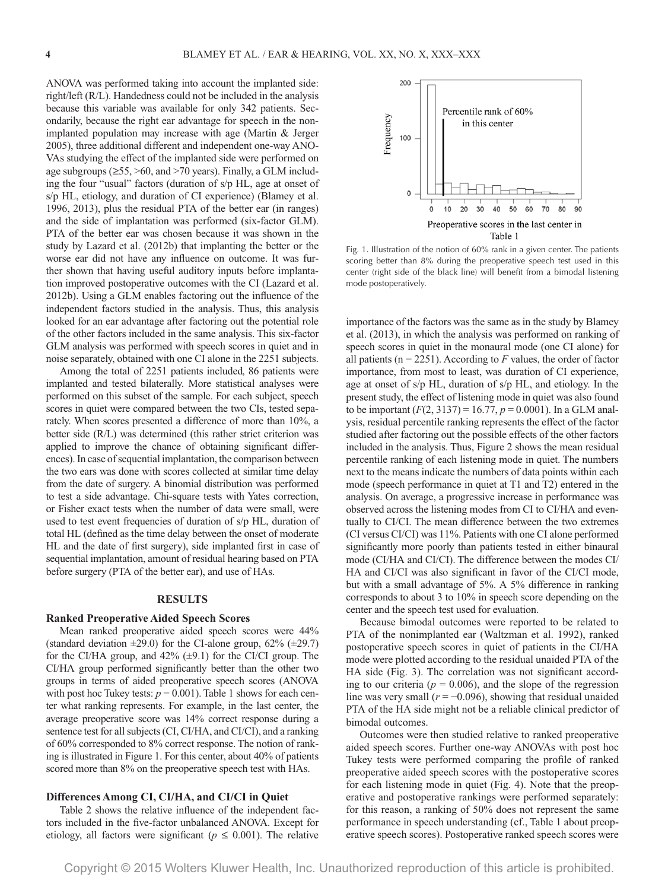ANOVA was performed taking into account the implanted side: right/left (R/L). Handedness could not be included in the analysis because this variable was available for only 342 patients. Secondarily, because the right ear advantage for speech in the non-implanted population may increase with age (Martin & Jerger 2005), three additional different and independent one-way ANOVAs studying the effect of the implanted side were performed on age subgroups (≥55, >60, and >70 years). Finally, a GLM including the four "usual" factors (duration of s/p HL, age at onset of s/p HL, etiology, and duration of CI experience) (Blamey et al. 1996, 2013), plus the residual PTA of the better ear (in ranges) and the side of implantation was performed (six-factor GLM). PTA of the better ear was chosen because it was shown in the study by Lazard et al. (2012b) that implanting the better or the worse ear did not have any influence on outcome. It was further shown that having useful auditory inputs before implantation improved postoperative outcomes with the CI (Lazard et al. 2012b). Using a GLM enables factoring out the influence of the independent factors studied in the analysis. Thus, this analysis looked for an ear advantage after factoring out the potential role of the other factors included in the same analysis. This six-factor GLM analysis was performed with speech scores in quiet and in noise separately, obtained with one CI alone in the 2251 subjects.

Among the total of 2251 patients included, 86 patients were implanted and tested bilaterally. More statistical analyses were performed on this subset of the sample. For each subject, speech scores in quiet were compared between the two CIs, tested separately. When scores presented a difference of more than 10%, a better side (R/L) was determined (this rather strict criterion was applied to improve the chance of obtaining significant differences). In case of sequential implantation, the comparison between the two ears was done with scores collected at similar time delay from the date of surgery. A binomial distribution was performed to test a side advantage. Chi-square tests with Yates correction, or Fisher exact tests when the number of data were small, were used to test event frequencies of duration of s/p HL, duration of total HL (defined as the time delay between the onset of moderate HL and the date of first surgery), side implanted first in case of sequential implantation, amount of residual hearing based on PTA before surgery (PTA of the better ear), and use of HAs.

## RESULTS

### Ranked Preoperative Aided Speech Scores

Mean ranked preoperative aided speech scores were 44% (standard deviation ±29.0) for the CI-alone group, 62% (±29.7) for the CI/HA group, and 42% (±9.1) for the CI/CI group. The CI/HA group performed significantly better than the other two groups in terms of aided preoperative speech scores (ANOVA with post hoc Tukey tests: $p = 0.001$). Table 1 shows for each center what ranking represents. For example, in the last center, the average preoperative score was 14% correct response during a sentence test for all subjects (CI, CI/HA, and CI/CI), and a ranking of 60% corresponded to 8% correct response. The notion of ranking is illustrated in Figure 1. For this center, about 40% of patients scored more than 8% on the preoperative speech test with HAs.

### Differences Among CI, CI/HA, and CI/CI in Quiet

Table 2 shows the relative influence of the independent factors included in the five-factor unbalanced ANOVA. Except for etiology, all factors were significant ($p \leq 0.001$). The relative importance of the factors was the same as in the study by Blamey et al. (2013), in which the analysis was performed on ranking of speech scores in quiet in the monaural mode (one CI alone) for all patients (n = 2251). According to $F$ values, the order of factor importance, from most to least, was duration of CI experience, age at onset of s/p HL, duration of s/p HL, and etiology. In the present study, the effect of listening mode in quiet was also found to be important ($F(2, 3137) = 16.77$, $p = 0.0001$). In a GLM analysis, residual percentile ranking represents the effect of the factor studied after factoring out the possible effects of the other factors included in the analysis. Thus, Figure 2 shows the mean residual percentile ranking of each listening mode in quiet. The numbers next to the means indicate the numbers of data points within each mode (speech performance in quiet at T1 and T2) entered in the analysis. On average, a progressive increase in performance was observed across the listening modes from CI to CI/HA and eventually to CI/CI. The mean difference between the two extremes (CI versus CI/CI) was 11%. Patients with one CI alone performed significantly more poorly than patients tested in either binaural mode (CI/HA and CI/CI). The difference between the modes CI/HA and CI/CI was also significant in favor of the CI/CI mode, but with a small advantage of 5%. A 5% difference in ranking corresponds to about 3 to 10% in speech score depending on the center and the speech test used for evaluation.

Fig. 1. Illustration of the notion of 60% rank in a given center. The patients scoring better than 8% during the preoperative speech test used in this center (right side of the black line) will benefit from a bimodal listening mode postoperatively.

Because bimodal outcomes were reported to be related to PTA of the nonimplanted ear (Waltzman et al. 1992), ranked postoperative speech scores in quiet of patients in the CI/HA mode were plotted according to the residual unaided PTA of the HA side (Fig. 3). The correlation was not significant according to our criteria ($p = 0.006$), and the slope of the regression line was very small ($r = -0.096$), showing that residual unaided PTA of the HA side might not be a reliable clinical predictor of bimodal outcomes.

Outcomes were then studied relative to ranked preoperative aided speech scores. Further one-way ANOVAs with post hoc Tukey tests were performed comparing the profile of ranked preoperative aided speech scores with the postoperative scores for each listening mode in quiet (Fig. 4). Note that the preoperative and postoperative rankings were performed separately: for this reason, a ranking of 50% does not represent the same performance in speech understanding (cf., Table 1 about preoperative speech scores). Postoperative ranked speech scores were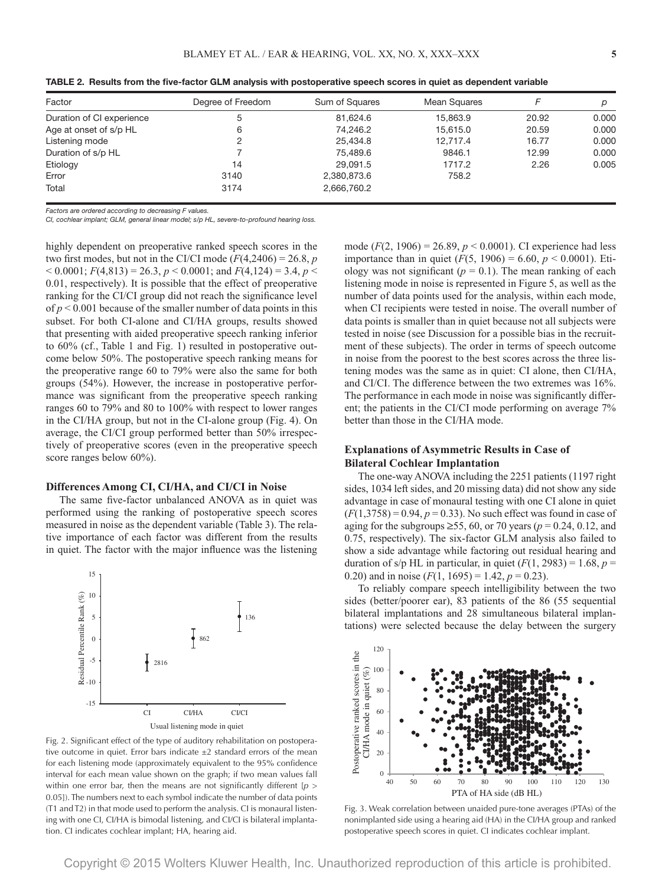**TABLE 2. Results from the five-factor GLM analysis with postoperative speech scores in quiet as dependent variable**

| Factor | Degree of Freedom | Sum of Squares | Mean Squares | F | p |
|---|---|---|---|---|---|
| Duration of CI experience | 5 | 81,624.6 | 15,863.9 | 20.92 | 0.000 |
| Age at onset of s/p HL | 6 | 74,246.2 | 15,615.0 | 20.59 | 0.000 |
| Listening mode | 2 | 25,434.8 | 12,717.4 | 16.77 | 0.000 |
| Duration of s/p HL | 7 | 75,489.6 | 9846.1 | 12.99 | 0.000 |
| Etiology | 14 | 29,091.5 | 1717.2 | 2.26 | 0.005 |
| Error | 3140 | 2,380,873.6 | 758.2 | | |
| Total | 3174 | 2,666,760.2 | | | |

*Factors are ordered according to decreasing F values.*
*CI, cochlear implant; GLM, general linear model; s/p HL, severe-to-profound hearing loss.*

highly dependent on preoperative ranked speech scores in the two first modes, but not in the CI/CI mode ($F(4,2406) = 26.8$, $p < 0.0001$; $F(4,813) = 26.3$, $p < 0.0001$; and $F(4,124) = 3.4$, $p < 0.01$, respectively). It is possible that the effect of preoperative ranking for the CI/CI group did not reach the significance level of $p < 0.001$ because of the smaller number of data points in this subset. For both CI-alone and CI/HA groups, results showed that presenting with aided preoperative speech ranking inferior to 60% (cf., Table 1 and Fig. 1) resulted in postoperative outcome below 50%. The postoperative speech ranking means for the preoperative range 60 to 79% were also the same for both groups (54%). However, the increase in postoperative performance was significant from the preoperative speech ranking ranges 60 to 79% and 80 to 100% with respect to lower ranges in the CI/HA group, but not in the CI-alone group (Fig. 4). On average, the CI/CI group performed better than 50% irrespectively of preoperative scores (even in the preoperative speech score ranges below 60%).

### Differences Among CI, CI/HA, and CI/CI in Noise

The same five-factor unbalanced ANOVA as in quiet was performed using the ranking of postoperative speech scores measured in noise as the dependent variable (Table 3). The relative importance of each factor was different from the results in quiet. The factor with the major influence was the listening mode ($F(2, 1906) = 26.89$, $p < 0.0001$). CI experience had less importance than in quiet ($F(5, 1906) = 6.60$, $p < 0.0001$). Etiology was not significant ($p = 0.1$). The mean ranking of each listening mode in noise is represented in Figure 5, as well as the number of data points used for the analysis, within each mode, when CI recipients were tested in noise. The overall number of data points is smaller than in quiet because not all subjects were tested in noise (see Discussion for a possible bias in the recruitment of these subjects). The order in terms of speech outcome in noise from the poorest to the best scores across the three listening modes was the same as in quiet: CI alone, then CI/HA, and CI/CI. The difference between the two extremes was 16%. The performance in each mode in noise was significantly different; the patients in the CI/CI mode performing on average 7% better than those in the CI/HA mode.

Fig. 2. Significant effect of the type of auditory rehabilitation on postoperative outcome in quiet. Error bars indicate ±2 standard errors of the mean for each listening mode (approximately equivalent to the 95% confidence interval for each mean value shown on the graph; if two mean values fall within one error bar, then the means are not significantly different [$p > 0.05$]). The numbers next to each symbol indicate the number of data points (T1 and T2) in that mode used to perform the analysis. CI is monaural listening with one CI, CI/HA is bimodal listening, and CI/CI is bilateral implantation. CI indicates cochlear implant; HA, hearing aid.

### Explanations of Asymmetric Results in Case of Bilateral Cochlear Implantation

The one-way ANOVA including the 2251 patients (1197 right sides, 1034 left sides, and 20 missing data) did not show any side advantage in case of monaural testing with one CI alone in quiet ($F(1,3758) = 0.94$, $p = 0.33$). No such effect was found in case of aging for the subgroups ≥55, 60, or 70 years ($p = 0.24$, 0.12, and 0.75, respectively). The six-factor GLM analysis also failed to show a side advantage while factoring out residual hearing and duration of s/p HL in particular, in quiet ($F(1, 2983) = 1.68$, $p = 0.20$) and in noise ($F(1, 1695) = 1.42$, $p = 0.23$).

To reliably compare speech intelligibility between the two sides (better/poorer ear), 83 patients of the 86 (55 sequential bilateral implantations and 28 simultaneous bilateral implantations) were selected because the delay between the surgery

Fig. 3. Weak correlation between unaided pure-tone averages (PTAs) of the nonimplanted side using a hearing aid (HA) in the CI/HA group and ranked postoperative speech scores in quiet. CI indicates cochlear implant.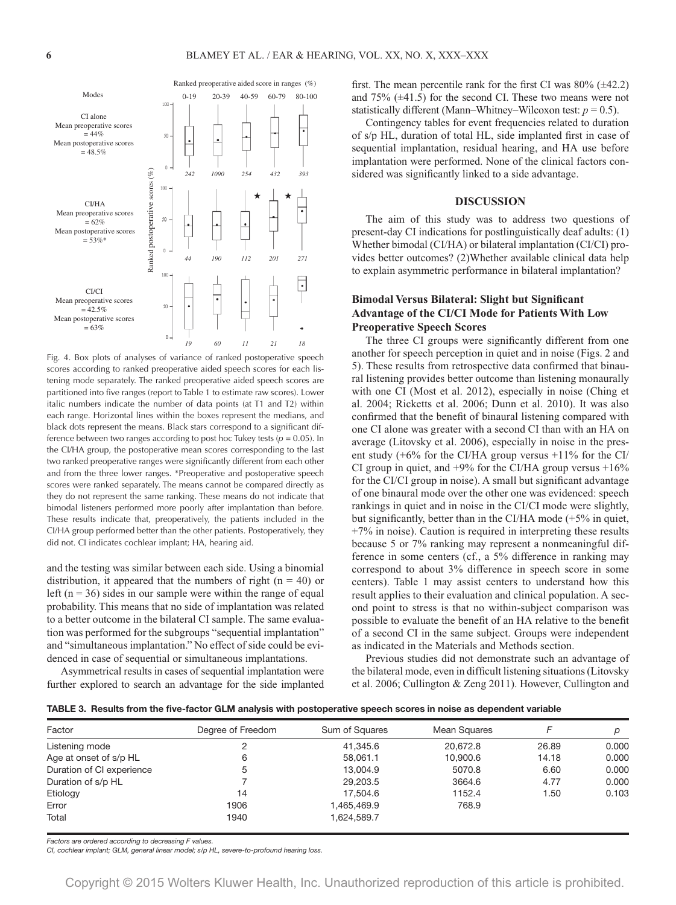Fig. 4. Box plots of analyses of variance of ranked postoperative speech scores according to ranked preoperative aided speech scores for each listening mode separately. The ranked preoperative aided speech scores are partitioned into five ranges (report to Table 1 to estimate raw scores). Lower italic numbers indicate the number of data points (at T1 and T2) within each range. Horizontal lines within the boxes represent the medians, and black dots represent the means. Black stars correspond to a significant difference between two ranges according to post hoc Tukey tests ($p = 0.05$). In the CI/HA group, the postoperative mean scores corresponding to the last two ranked preoperative ranges were significantly different from each other and from the three lower ranges. *Preoperative and postoperative speech scores were ranked separately. The means cannot be compared directly as they do not represent the same ranking. These means do not indicate that bimodal listeners performed more poorly after implantation than before. These results indicate that, preoperatively, the patients included in the CI/HA group performed better than the other patients. Postoperatively, they did not. CI indicates cochlear implant; HA, hearing aid.

and the testing was similar between each side. Using a binomial distribution, it appeared that the numbers of right (n = 40) or left (n = 36) sides in our sample were within the range of equal probability. This means that no side of implantation was related to a better outcome in the bilateral CI sample. The same evaluation was performed for the subgroups "sequential implantation" and "simultaneous implantation." No effect of side could be evidenced in case of sequential or simultaneous implantations.

Asymmetrical results in cases of sequential implantation were further explored to search an advantage for the side implanted first. The mean percentile rank for the first CI was 80% (±42.2) and 75% (±41.5) for the second CI. These two means were not statistically different (Mann–Whitney–Wilcoxon test: $p = 0.5$).

Contingency tables for event frequencies related to duration of s/p HL, duration of total HL, side implanted first in case of sequential implantation, residual hearing, and HA use before implantation were performed. None of the clinical factors considered was significantly linked to a side advantage.

## DISCUSSION

The aim of this study was to address two questions of present-day CI indications for postlinguistically deaf adults: (1) Whether bimodal (CI/HA) or bilateral implantation (CI/CI) provides better outcomes? (2)Whether available clinical data help to explain asymmetric performance in bilateral implantation?

### Bimodal Versus Bilateral: Slight but Significant Advantage of the CI/CI Mode for Patients With Low Preoperative Speech Scores

The three CI groups were significantly different from one another for speech perception in quiet and in noise (Figs. 2 and 5). These results from retrospective data confirmed that binaural listening provides better outcome than listening monaurally with one CI (Most et al. 2012), especially in noise (Ching et al. 2004; Ricketts et al. 2006; Dunn et al. 2010). It was also confirmed that the benefit of binaural listening compared with one CI alone was greater with a second CI than with an HA on average (Litovsky et al. 2006), especially in noise in the present study (+6% for the CI/HA group versus +11% for the CI/CI group in quiet, and +9% for the CI/HA group versus +16% for the CI/CI group in noise). A small but significant advantage of one binaural mode over the other one was evidenced: speech rankings in quiet and in noise in the CI/CI mode were slightly, but significantly, better than in the CI/HA mode (+5% in quiet, +7% in noise). Caution is required in interpreting these results because 5 or 7% ranking may represent a nonmeaningful difference in some centers (cf., a 5% difference in ranking may correspond to about 3% difference in speech score in some centers). Table 1 may assist centers to understand how this result applies to their evaluation and clinical population. A second point to stress is that no within-subject comparison was possible to evaluate the benefit of an HA relative to the benefit of a second CI in the same subject. Groups were independent as indicated in the Materials and Methods section.

Previous studies did not demonstrate such an advantage of the bilateral mode, even in difficult listening situations (Litovsky et al. 2006; Cullington & Zeng 2011). However, Cullington and

**TABLE 3. Results from the five-factor GLM analysis with postoperative speech scores in noise as dependent variable**

| Factor | Degree of Freedom | Sum of Squares | Mean Squares | F | p |
|---|---|---|---|---|---|
| Listening mode | 2 | 41,345.6 | 20,672.8 | 26.89 | 0.000 |
| Age at onset of s/p HL | 6 | 58,061.1 | 10,900.6 | 14.18 | 0.000 |
| Duration of CI experience | 5 | 13,004.9 | 5070.8 | 6.60 | 0.000 |
| Duration of s/p HL | 7 | 29,203.5 | 3664.6 | 4.77 | 0.000 |
| Etiology | 14 | 17,504.6 | 1152.4 | 1.50 | 0.103 |
| Error | 1906 | 1,465,469.9 | 768.9 | | |
| Total | 1940 | 1,624,589.7 | | | |

*Factors are ordered according to decreasing F values.*
*CI, cochlear implant; GLM, general linear model; s/p HL, severe-to-profound hearing loss.*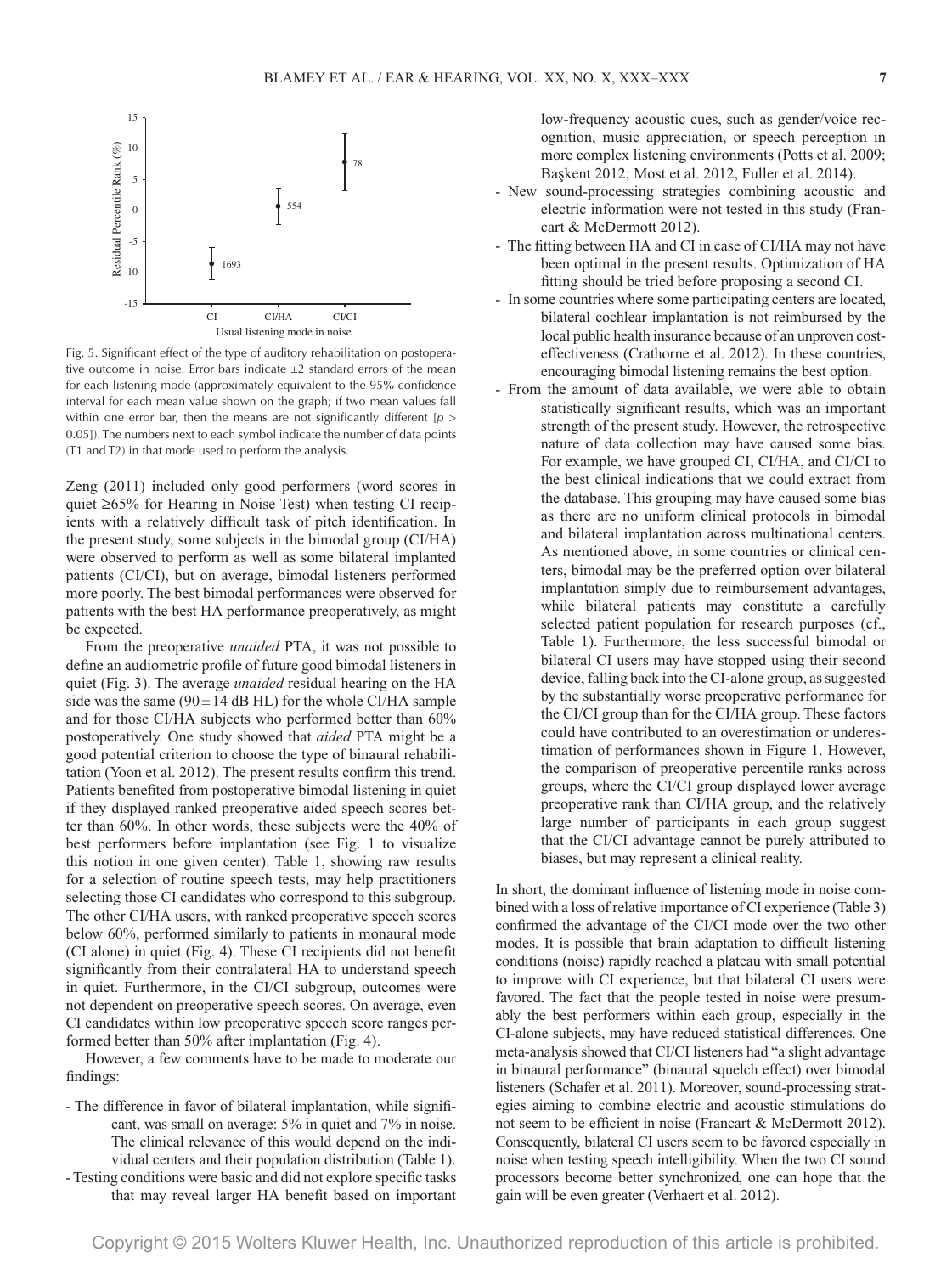Fig. 5. Significant effect of the type of auditory rehabilitation on postoperative outcome in noise. Error bars indicate ±2 standard errors of the mean for each listening mode (approximately equivalent to the 95% confidence interval for each mean value shown on the graph; if two mean values fall within one error bar, then the means are not significantly different [$p > 0.05$]). The numbers next to each symbol indicate the number of data points (T1 and T2) in that mode used to perform the analysis.

Zeng (2011) included only good performers (word scores in quiet ≥65% for Hearing in Noise Test) when testing CI recipients with a relatively difficult task of pitch identification. In the present study, some subjects in the bimodal group (CI/HA) were observed to perform as well as some bilateral implanted patients (CI/CI), but on average, bimodal listeners performed more poorly. The best bimodal performances were observed for patients with the best HA performance preoperatively, as might be expected.

From the preoperative *unaided* PTA, it was not possible to define an audiometric profile of future good bimodal listeners in quiet (Fig. 3). The average *unaided* residual hearing on the HA side was the same (90 ± 14 dB HL) for the whole CI/HA sample and for those CI/HA subjects who performed better than 60% postoperatively. One study showed that *aided* PTA might be a good potential criterion to choose the type of binaural rehabilitation (Yoon et al. 2012). The present results confirm this trend. Patients benefited from postoperative bimodal listening in quiet if they displayed ranked preoperative aided speech scores better than 60%. In other words, these subjects were the 40% of best performers before implantation (see Fig. 1 to visualize this notion in one given center). Table 1, showing raw results for a selection of routine speech tests, may help practitioners selecting those CI candidates who correspond to this subgroup. The other CI/HA users, with ranked preoperative speech scores below 60%, performed similarly to patients in monaural mode (CI alone) in quiet (Fig. 4). These CI recipients did not benefit significantly from their contralateral HA to understand speech in quiet. Furthermore, in the CI/CI subgroup, outcomes were not dependent on preoperative speech scores. On average, even CI candidates within low preoperative speech score ranges performed better than 50% after implantation (Fig. 4).

However, a few comments have to be made to moderate our findings:

- The difference in favor of bilateral implantation, while significant, was small on average: 5% in quiet and 7% in noise. The clinical relevance of this would depend on the individual centers and their population distribution (Table 1).
- Testing conditions were basic and did not explore specific tasks that may reveal larger HA benefit based on important low-frequency acoustic cues, such as gender/voice recognition, music appreciation, or speech perception in more complex listening environments (Potts et al. 2009; Başkent 2012; Most et al. 2012, Fuller et al. 2014).
- New sound-processing strategies combining acoustic and electric information were not tested in this study (Francart & McDermott 2012).
- The fitting between HA and CI in case of CI/HA may not have been optimal in the present results. Optimization of HA fitting should be tried before proposing a second CI.
- In some countries where some participating centers are located, bilateral cochlear implantation is not reimbursed by the local public health insurance because of an unproven cost-effectiveness (Crathorne et al. 2012). In these countries, encouraging bimodal listening remains the best option.
- From the amount of data available, we were able to obtain statistically significant results, which was an important strength of the present study. However, the retrospective nature of data collection may have caused some bias. For example, we have grouped CI, CI/HA, and CI/CI to the best clinical indications that we could extract from the database. This grouping may have caused some bias as there are no uniform clinical protocols in bimodal and bilateral implantation across multinational centers. As mentioned above, in some countries or clinical centers, bimodal may be the preferred option over bilateral implantation simply due to reimbursement advantages, while bilateral patients may constitute a carefully selected patient population for research purposes (cf., Table 1). Furthermore, the less successful bimodal or bilateral CI users may have stopped using their second device, falling back into the CI-alone group, as suggested by the substantially worse preoperative performance for the CI/CI group than for the CI/HA group. These factors could have contributed to an overestimation or underestimation of performances shown in Figure 1. However, the comparison of preoperative percentile ranks across groups, where the CI/CI group displayed lower average preoperative rank than CI/HA group, and the relatively large number of participants in each group suggest that the CI/CI advantage cannot be purely attributed to biases, but may represent a clinical reality.

In short, the dominant influence of listening mode in noise combined with a loss of relative importance of CI experience (Table 3) confirmed the advantage of the CI/CI mode over the two other modes. It is possible that brain adaptation to difficult listening conditions (noise) rapidly reached a plateau with small potential to improve with CI experience, but that bilateral CI users were favored. The fact that the people tested in noise were presumably the best performers within each group, especially in the CI-alone subjects, may have reduced statistical differences. One meta-analysis showed that CI/CI listeners had "a slight advantage in binaural performance" (binaural squelch effect) over bimodal listeners (Schafer et al. 2011). Moreover, sound-processing strategies aiming to combine electric and acoustic stimulations do not seem to be efficient in noise (Francart & McDermott 2012). Consequently, bilateral CI users seem to be favored especially in noise when testing speech intelligibility. When the two CI sound processors become better synchronized, one can hope that the gain will be even greater (Verhaert et al. 2012).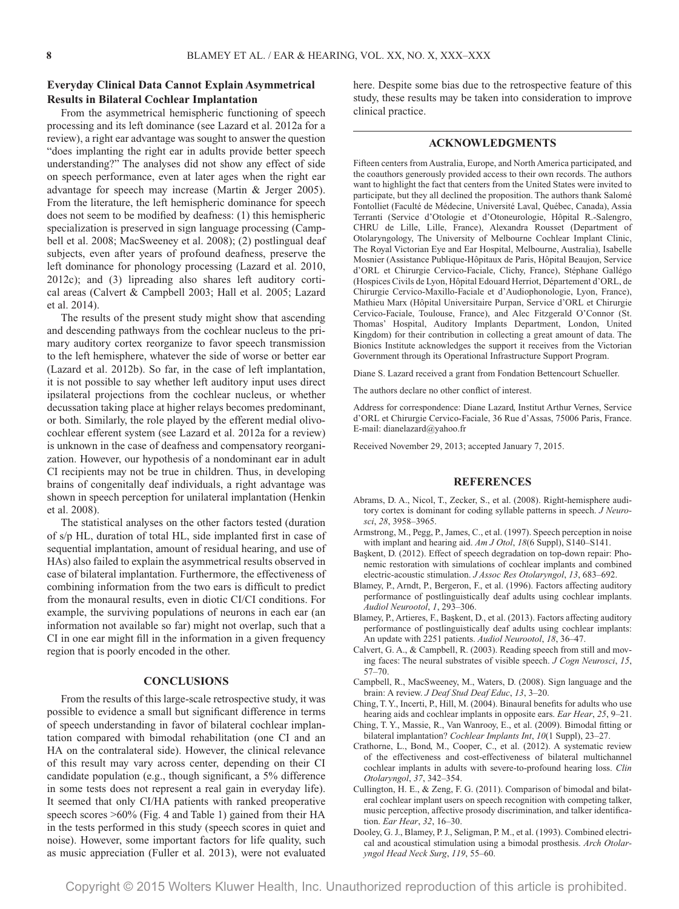### Everyday Clinical Data Cannot Explain Asymmetrical Results in Bilateral Cochlear Implantation

From the asymmetrical hemispheric functioning of speech processing and its left dominance (see Lazard et al. 2012a for a review), a right ear advantage was sought to answer the question "does implanting the right ear in adults provide better speech understanding?" The analyses did not show any effect of side on speech performance, even at later ages when the right ear advantage for speech may increase (Martin & Jerger 2005). From the literature, the left hemispheric dominance for speech does not seem to be modified by deafness: (1) this hemispheric specialization is preserved in sign language processing (Campbell et al. 2008; MacSweeney et al. 2008); (2) postlingual deaf subjects, even after years of profound deafness, preserve the left dominance for phonology processing (Lazard et al. 2010, 2012c); and (3) lipreading also shares left auditory cortical areas (Calvert & Campbell 2003; Hall et al. 2005; Lazard et al. 2014).

The results of the present study might show that ascending and descending pathways from the cochlear nucleus to the primary auditory cortex reorganize to favor speech transmission to the left hemisphere, whatever the side of worse or better ear (Lazard et al. 2012b). So far, in the case of left implantation, it is not possible to say whether left auditory input uses direct ipsilateral projections from the cochlear nucleus, or whether decussation taking place at higher relays becomes predominant, or both. Similarly, the role played by the efferent medial olivocochlear efferent system (see Lazard et al. 2012a for a review) is unknown in the case of deafness and compensatory reorganization. However, our hypothesis of a nondominant ear in adult CI recipients may not be true in children. Thus, in developing brains of congenitally deaf individuals, a right advantage was shown in speech perception for unilateral implantation (Henkin et al. 2008).

The statistical analyses on the other factors tested (duration of s/p HL, duration of total HL, side implanted first in case of sequential implantation, amount of residual hearing, and use of HAs) also failed to explain the asymmetrical results observed in case of bilateral implantation. Furthermore, the effectiveness of combining information from the two ears is difficult to predict from the monaural results, even in diotic CI/CI conditions. For example, the surviving populations of neurons in each ear (an information not available so far) might not overlap, such that a CI in one ear might fill in the information in a given frequency region that is poorly encoded in the other.

## CONCLUSIONS

From the results of this large-scale retrospective study, it was possible to evidence a small but significant difference in terms of speech understanding in favor of bilateral cochlear implantation compared with bimodal rehabilitation (one CI and an HA on the contralateral side). However, the clinical relevance of this result may vary across center, depending on their CI candidate population (e.g., though significant, a 5% difference in some tests does not represent a real gain in everyday life). It seemed that only CI/HA patients with ranked preoperative speech scores >60% (Fig. 4 and Table 1) gained from their HA in the tests performed in this study (speech scores in quiet and noise). However, some important factors for life quality, such as music appreciation (Fuller et al. 2013), were not evaluated here. Despite some bias due to the retrospective feature of this study, these results may be taken into consideration to improve clinical practice.

## ACKNOWLEDGMENTS

Fifteen centers from Australia, Europe, and North America participated, and the coauthors generously provided access to their own records. The authors want to highlight the fact that centers from the United States were invited to participate, but they all declined the proposition. The authors thank Salomé Fontolliet (Faculté de Médecine, Université Laval, Québec, Canada), Assia Terranti (Service d'Otologie et d'Otoneurologie, Hôpital R.-Salengro, CHRU de Lille, Lille, France), Alexandra Rousset (Department of Otolaryngology, The University of Melbourne Cochlear Implant Clinic, The Royal Victorian Eye and Ear Hospital, Melbourne, Australia), Isabelle Mosnier (Assistance Publique-Hôpitaux de Paris, Hôpital Beaujon, Service d'ORL et Chirurgie Cervico-Faciale, Clichy, France), Stéphane Gallégo (Hospices Civils de Lyon, Hôpital Edouard Herriot, Département d'ORL, de Chirurgie Cervico-Maxillo-Faciale et d'Audiophonologie, Lyon, France), Mathieu Marx (Hôpital Universitaire Purpan, Service d'ORL et Chirurgie Cervico-Faciale, Toulouse, France), and Alec Fitzgerald O'Connor (St. Thomas' Hospital, Auditory Implants Department, London, United Kingdom) for their contribution in collecting a great amount of data. The Bionics Institute acknowledges the support it receives from the Victorian Government through its Operational Infrastructure Support Program.

Diane S. Lazard received a grant from Fondation Bettencourt Schueller.

The authors declare no other conflict of interest.

Address for correspondence: Diane Lazard, Institut Arthur Vernes, Service d'ORL et Chirurgie Cervico-Faciale, 36 Rue d'Assas, 75006 Paris, France. E-mail: dianelazard@yahoo.fr

Received November 29, 2013; accepted January 7, 2015.

## REFERENCES

Abrams, D. A., Nicol, T., Zecker, S., et al. (2008). Right-hemisphere auditory cortex is dominant for coding syllable patterns in speech. *J Neurosci*, *28*, 3958–3965.

Armstrong, M., Pegg, P., James, C., et al. (1997). Speech perception in noise with implant and hearing aid. *Am J Otol*, *18*(6 Suppl), S140–S141.

Başkent, D. (2012). Effect of speech degradation on top-down repair: Phonemic restoration with simulations of cochlear implants and combined electric-acoustic stimulation. *J Assoc Res Otolaryngol*, *13*, 683–692.

Blamey, P., Arndt, P., Bergeron, F., et al. (1996). Factors affecting auditory performance of postlinguistically deaf adults using cochlear implants. *Audiol Neurootol*, *1*, 293–306.

Blamey, P., Artieres, F., Başkent, D., et al. (2013). Factors affecting auditory performance of postlinguistically deaf adults using cochlear implants: An update with 2251 patients. *Audiol Neurootol*, *18*, 36–47.

Calvert, G. A., & Campbell, R. (2003). Reading speech from still and moving faces: The neural substrates of visible speech. *J Cogn Neurosci*, *15*, 57–70.

Campbell, R., MacSweeney, M., Waters, D. (2008). Sign language and the brain: A review. *J Deaf Stud Deaf Educ*, *13*, 3–20.

Ching, T. Y., Incerti, P., Hill, M. (2004). Binaural benefits for adults who use hearing aids and cochlear implants in opposite ears. *Ear Hear*, *25*, 9–21.

Ching, T. Y., Massie, R., Van Wanrooy, E., et al. (2009). Bimodal fitting or bilateral implantation? *Cochlear Implants Int*, *10*(1 Suppl), 23–27.

Crathorne, L., Bond, M., Cooper, C., et al. (2012). A systematic review of the effectiveness and cost-effectiveness of bilateral multichannel cochlear implants in adults with severe-to-profound hearing loss. *Clin Otolaryngol*, *37*, 342–354.

Cullington, H. E., & Zeng, F. G. (2011). Comparison of bimodal and bilateral cochlear implant users on speech recognition with competing talker, music perception, affective prosody discrimination, and talker identification. *Ear Hear*, *32*, 16–30.

Dooley, G. J., Blamey, P. J., Seligman, P. M., et al. (1993). Combined electrical and acoustical stimulation using a bimodal prosthesis. *Arch Otolaryngol Head Neck Surg*, *119*, 55–60.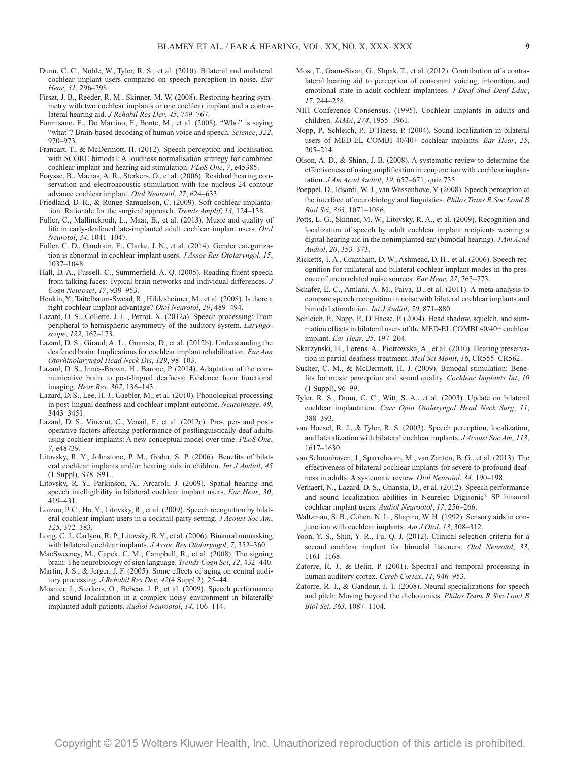Dunn, C. C., Noble, W., Tyler, R. S., et al. (2010). Bilateral and unilateral cochlear implant users compared on speech perception in noise. *Ear Hear*, *31*, 296–298.

Firszt, J. B., Reeder, R. M., Skinner, M. W. (2008). Restoring hearing symmetry with two cochlear implants or one cochlear implant and a contralateral hearing aid. *J Rehabil Res Dev*, *45*, 749–767.

Formisano, E., De Martino, F., Bonte, M., et al. (2008). "Who" is saying "what"? Brain-based decoding of human voice and speech. *Science*, *322*, 970–973.

Francart, T., & McDermott, H. (2012). Speech perception and localisation with SCORE bimodal: A loudness normalisation strategy for combined cochlear implant and hearing aid stimulation. *PLoS One*, *7*, e45385.

Fraysse, B., Macías, A. R., Sterkers, O., et al. (2006). Residual hearing conservation and electroacoustic stimulation with the nucleus 24 contour advance cochlear implant. *Otol Neurotol*, *27*, 624–633.

Friedland, D. R., & Runge-Samuelson, C. (2009). Soft cochlear implantation: Rationale for the surgical approach. *Trends Amplif*, *13*, 124–138.

Fuller, C., Mallinckrodt, L., Maat, B., et al. (2013). Music and quality of life in early-deafened late-implanted adult cochlear implant users. *Otol Neurotol*, *34*, 1041–1047.

Fuller, C. D., Gaudrain, E., Clarke, J. N., et al. (2014). Gender categorization is abnormal in cochlear implant users. *J Assoc Res Otolaryngol*, *15*, 1037–1048.

Hall, D. A., Fussell, C., Summerfield, A. Q. (2005). Reading fluent speech from talking faces: Typical brain networks and individual differences. *J Cogn Neurosci*, *17*, 939–953.

Henkin, Y., Taitelbaum-Swead, R., Hildesheimer, M., et al. (2008). Is there a right cochlear implant advantage? *Otol Neurotol*, *29*, 489–494.

Lazard, D. S., Collette, J. L., Perrot, X. (2012a). Speech processing: From peripheral to hemispheric asymmetry of the auditory system. *Laryngoscope*, *122*, 167–173.

Lazard, D. S., Giraud, A. L., Gnansia, D., et al. (2012b). Understanding the deafened brain: Implications for cochlear implant rehabilitation. *Eur Ann Otorhinolaryngol Head Neck Dis*, *129*, 98–103.

Lazard, D. S., Innes-Brown, H., Barone, P. (2014). Adaptation of the communicative brain to post-lingual deafness: Evidence from functional imaging. *Hear Res*, *307*, 136–143.

Lazard, D. S., Lee, H. J., Gaebler, M., et al. (2010). Phonological processing in post-lingual deafness and cochlear implant outcome. *Neuroimage*, *49*, 3443–3451.

Lazard, D. S., Vincent, C., Venail, F., et al. (2012c). Pre-, per- and postoperative factors affecting performance of postlinguistically deaf adults using cochlear implants: A new conceptual model over time. *PLoS One*, *7*, e48739.

Litovsky, R. Y., Johnstone, P. M., Godar, S. P. (2006). Benefits of bilateral cochlear implants and/or hearing aids in children. *Int J Audiol*, *45* (1 Suppl), S78–S91.

Litovsky, R. Y., Parkinson, A., Arcaroli, J. (2009). Spatial hearing and speech intelligibility in bilateral cochlear implant users. *Ear Hear*, *30*, 419–431.

Loizou, P. C., Hu, Y., Litovsky, R., et al. (2009). Speech recognition by bilateral cochlear implant users in a cocktail-party setting. *J Acoust Soc Am*, *125*, 372–383.

Long, C. J., Carlyon, R. P., Litovsky, R. Y., et al. (2006). Binaural unmasking with bilateral cochlear implants. *J Assoc Res Otolaryngol*, *7*, 352–360.

MacSweeney, M., Capek, C. M., Campbell, R., et al. (2008). The signing brain: The neurobiology of sign language. *Trends Cogn Sci*, *12*, 432–440.

Martin, J. S., & Jerger, J. F. (2005). Some effects of aging on central auditory processing. *J Rehabil Res Dev*, *42*(4 Suppl 2), 25–44.

Mosnier, I., Sterkers, O., Bebear, J. P., et al. (2009). Speech performance and sound localization in a complex noisy environment in bilaterally implanted adult patients. *Audiol Neurootol*, *14*, 106–114.

Most, T., Gaon-Sivan, G., Shpak, T., et al. (2012). Contribution of a contralateral hearing aid to perception of consonant voicing, intonation, and emotional state in adult cochlear implantees. *J Deaf Stud Deaf Educ*, *17*, 244–258.

NIH Conference Consensus. (1995). Cochlear implants in adults and children. *JAMA*, *274*, 1955–1961.

Nopp, P., Schleich, P., D'Haese, P. (2004). Sound localization in bilateral users of MED-EL COMBI 40/40+ cochlear implants. *Ear Hear*, *25*, 205–214.

Olson, A. D., & Shinn, J. B. (2008). A systematic review to determine the effectiveness of using amplification in conjunction with cochlear implantation. *J Am Acad Audiol*, *19*, 657–671; quiz 735.

Poeppel, D., Idsardi, W. J., van Wassenhove, V. (2008). Speech perception at the interface of neurobiology and linguistics. *Philos Trans R Soc Lond B Biol Sci*, *363*, 1071–1086.

Potts, L. G., Skinner, M. W., Litovsky, R. A., et al. (2009). Recognition and localization of speech by adult cochlear implant recipients wearing a digital hearing aid in the nonimplanted ear (bimodal hearing). *J Am Acad Audiol*, *20*, 353–373.

Ricketts, T. A., Grantham, D. W., Ashmead, D. H., et al. (2006). Speech recognition for unilateral and bilateral cochlear implant modes in the presence of uncorrelated noise sources. *Ear Hear*, *27*, 763–773.

Schafer, E. C., Amlani, A. M., Paiva, D., et al. (2011). A meta-analysis to compare speech recognition in noise with bilateral cochlear implants and bimodal stimulation. *Int J Audiol*, *50*, 871–880.

Schleich, P., Nopp, P., D'Haese, P. (2004). Head shadow, squelch, and summation effects in bilateral users of the MED-EL COMBI 40/40+ cochlear implant. *Ear Hear*, *25*, 197–204.

Skarzynski, H., Lorens, A., Piotrowska, A., et al. (2010). Hearing preservation in partial deafness treatment. *Med Sci Monit*, *16*, CR555–CR562.

Sucher, C. M., & McDermott, H. J. (2009). Bimodal stimulation: Benefits for music perception and sound quality. *Cochlear Implants Int*, *10* (1 Suppl), 96–99.

Tyler, R. S., Dunn, C. C., Witt, S. A., et al. (2003). Update on bilateral cochlear implantation. *Curr Opin Otolaryngol Head Neck Surg*, *11*, 388–393.

van Hoesel, R. J., & Tyler, R. S. (2003). Speech perception, localization, and lateralization with bilateral cochlear implants. *J Acoust Soc Am*, *113*, 1617–1630.

van Schoonhoven, J., Sparreboom, M., van Zanten, B. G., et al. (2013). The effectiveness of bilateral cochlear implants for severe-to-profound deafness in adults: A systematic review. *Otol Neurotol*, *34*, 190–198.

Verhaert, N., Lazard, D. S., Gnansia, D., et al. (2012). Speech performance and sound localization abilities in Neurelec Digisonic® SP binaural cochlear implant users. *Audiol Neurootol*, *17*, 256–266.

Waltzman, S. B., Cohen, N. L., Shapiro, W. H. (1992). Sensory aids in conjunction with cochlear implants. *Am J Otol*, *13*, 308–312.

Yoon, Y. S., Shin, Y. R., Fu, Q. J. (2012). Clinical selection criteria for a second cochlear implant for bimodal listeners. *Otol Neurotol*, *33*, 1161–1168.

Zatorre, R. J., & Belin, P. (2001). Spectral and temporal processing in human auditory cortex. *Cereb Cortex*, *11*, 946–953.

Zatorre, R. J., & Gandour, J. T. (2008). Neural specializations for speech and pitch: Moving beyond the dichotomies. *Philos Trans R Soc Lond B Biol Sci*, *363*, 1087–1104.